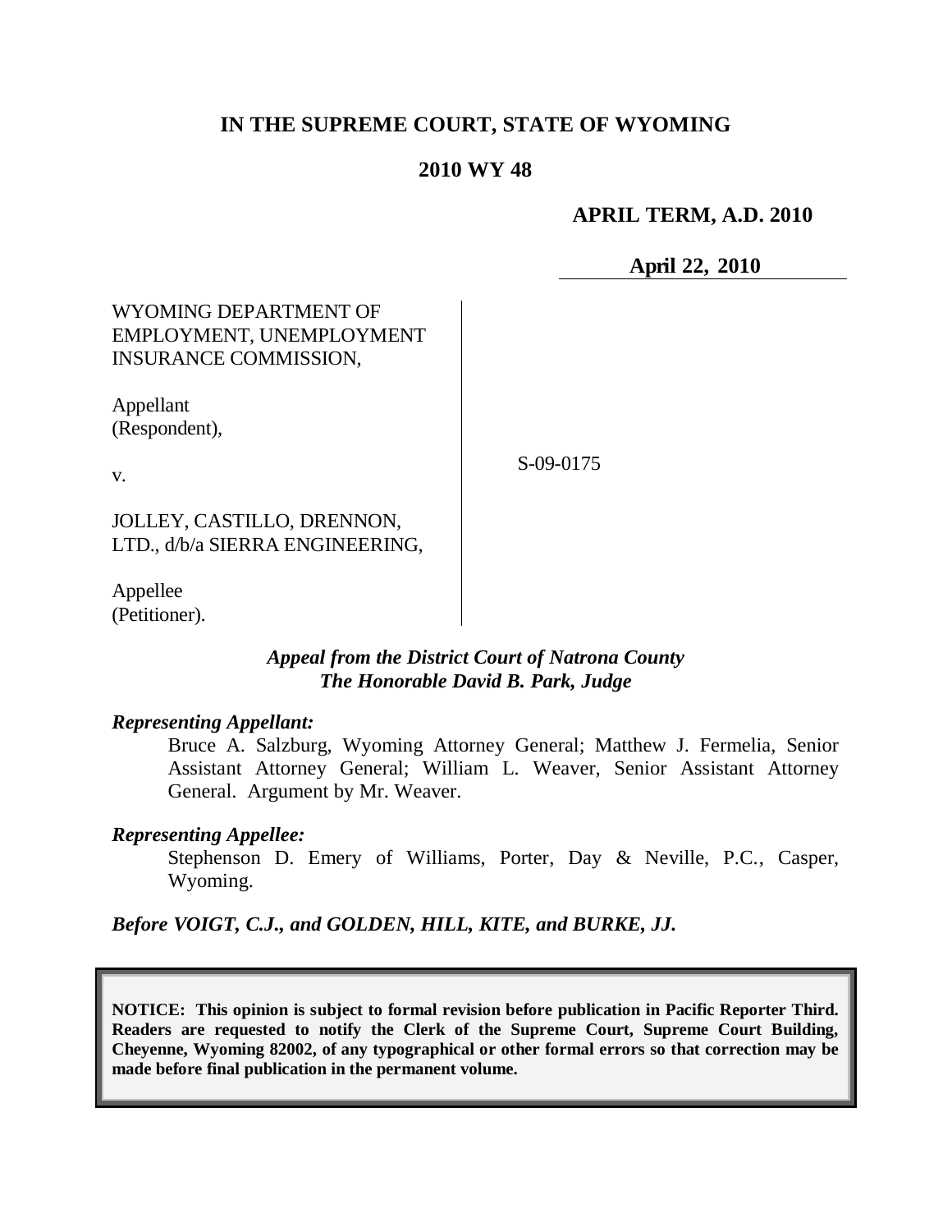# IN THE SUPREME COURT, STATE OF WYOMING

## 2010 WY 48

**APRIL TERM, A.D. 2010**

**April 22, 2010**

WYOMING DEPARTMENT OF EMPLOYMENT, UNEMPLOYMENT INSURANCE COMMISSION,

Appellant (Respondent),

v.

JOLLEY, CASTILLO, DRENNON, LTD., d/b/a SIERRA ENGINEERING,

Appellee (Petitioner).

S-09-0175

*Appeal from the District Court of Natrona County*
*The Honorable David B. Park, Judge*

***Representing Appellant:***

Bruce A. Salzburg, Wyoming Attorney General; Matthew J. Fermelia, Senior Assistant Attorney General; William L. Weaver, Senior Assistant Attorney General. Argument by Mr. Weaver.

***Representing Appellee:***

Stephenson D. Emery of Williams, Porter, Day & Neville, P.C., Casper, Wyoming.

***Before VOIGT, C.J., and GOLDEN, HILL, KITE, and BURKE, JJ.***

**NOTICE: This opinion is subject to formal revision before publication in Pacific Reporter Third. Readers are requested to notify the Clerk of the Supreme Court, Supreme Court Building, Cheyenne, Wyoming 82002, of any typographical or other formal errors so that correction may be made before final publication in the permanent volume.**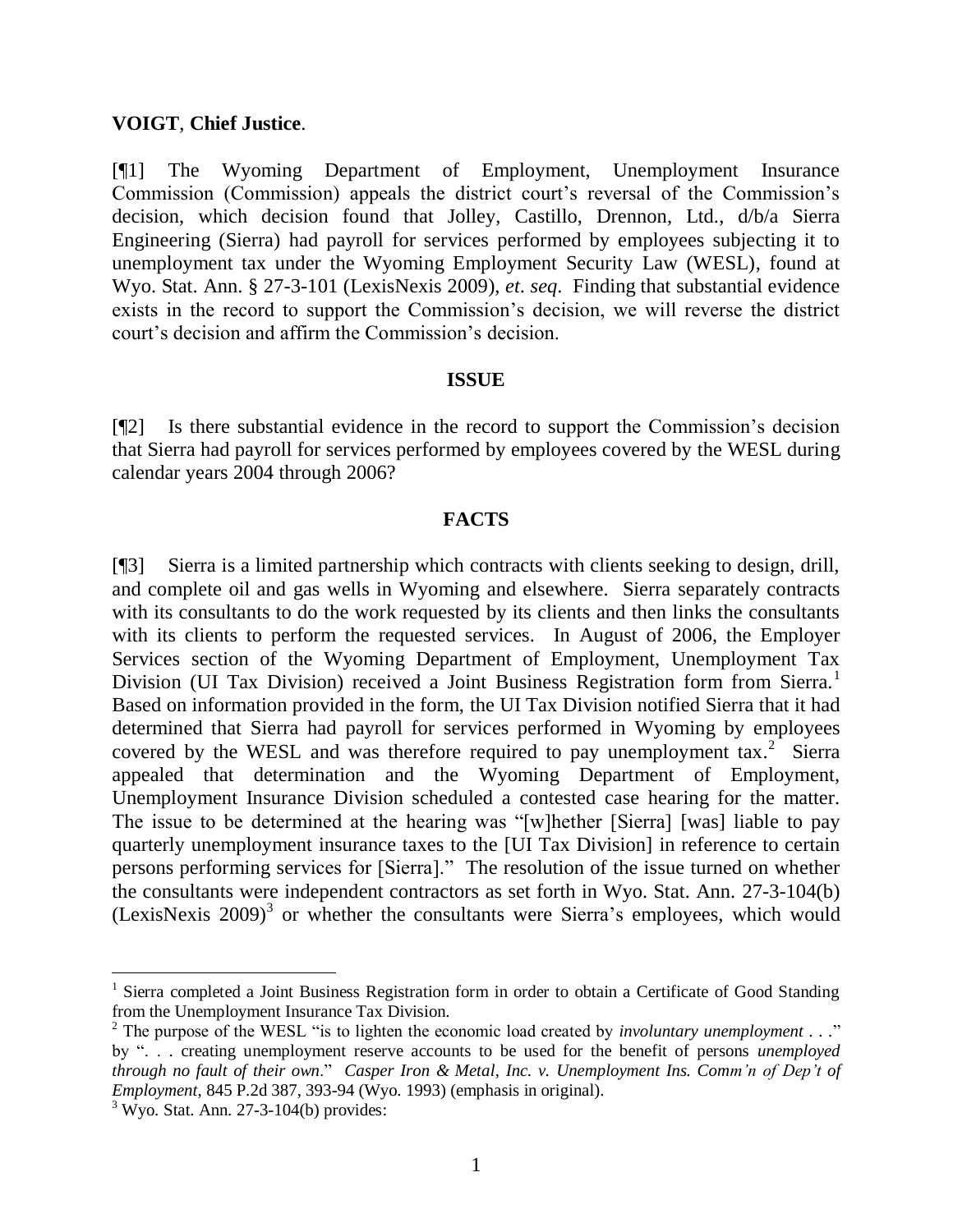**VOIGT**, **Chief Justice**.

[¶1] The Wyoming Department of Employment, Unemployment Insurance Commission (Commission) appeals the district court's reversal of the Commission's decision, which decision found that Jolley, Castillo, Drennon, Ltd., d/b/a Sierra Engineering (Sierra) had payroll for services performed by employees subjecting it to unemployment tax under the Wyoming Employment Security Law (WESL), found at Wyo. Stat. Ann. § 27-3-101 (LexisNexis 2009), *et. seq*. Finding that substantial evidence exists in the record to support the Commission's decision, we will reverse the district court's decision and affirm the Commission's decision.

## ISSUE

[¶2] Is there substantial evidence in the record to support the Commission's decision that Sierra had payroll for services performed by employees covered by the WESL during calendar years 2004 through 2006?

## FACTS

[¶3] Sierra is a limited partnership which contracts with clients seeking to design, drill, and complete oil and gas wells in Wyoming and elsewhere. Sierra separately contracts with its consultants to do the work requested by its clients and then links the consultants with its clients to perform the requested services. In August of 2006, the Employer Services section of the Wyoming Department of Employment, Unemployment Tax Division (UI Tax Division) received a Joint Business Registration form from Sierra.[1] Based on information provided in the form, the UI Tax Division notified Sierra that it had determined that Sierra had payroll for services performed in Wyoming by employees covered by the WESL and was therefore required to pay unemployment tax.[2] Sierra appealed that determination and the Wyoming Department of Employment, Unemployment Insurance Division scheduled a contested case hearing for the matter. The issue to be determined at the hearing was "[w]hether [Sierra] [was] liable to pay quarterly unemployment insurance taxes to the [UI Tax Division] in reference to certain persons performing services for [Sierra]." The resolution of the issue turned on whether the consultants were independent contractors as set forth in Wyo. Stat. Ann. 27-3-104(b) (LexisNexis 2009)[3] or whether the consultants were Sierra's employees, which would

---

[1] Sierra completed a Joint Business Registration form in order to obtain a Certificate of Good Standing from the Unemployment Insurance Tax Division.

[2] The purpose of the WESL "is to lighten the economic load created by *involuntary unemployment* . . ." by ". . . creating unemployment reserve accounts to be used for the benefit of persons *unemployed through no fault of their own*." *Casper Iron & Metal, Inc. v. Unemployment Ins. Comm'n of Dep't of Employment*, 845 P.2d 387, 393-94 (Wyo. 1993) (emphasis in original).

[3] Wyo. Stat. Ann. 27-3-104(b) provides: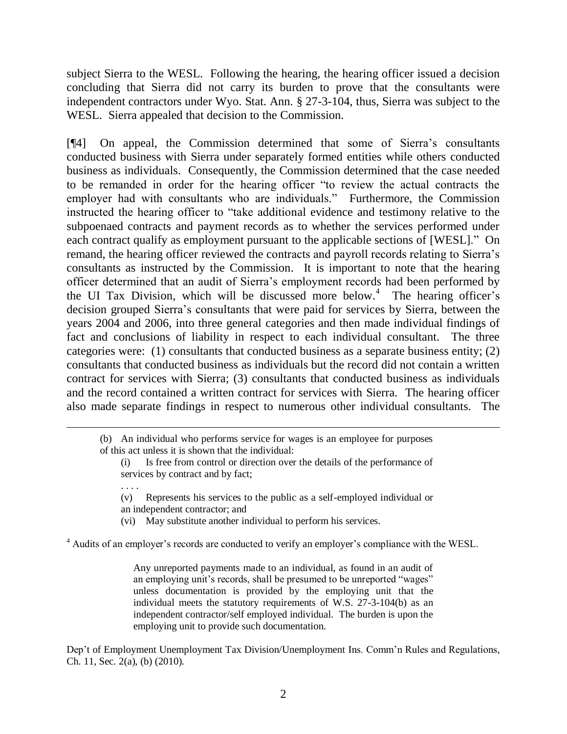subject Sierra to the WESL. Following the hearing, the hearing officer issued a decision concluding that Sierra did not carry its burden to prove that the consultants were independent contractors under Wyo. Stat. Ann. § 27-3-104, thus, Sierra was subject to the WESL. Sierra appealed that decision to the Commission.

[¶4] On appeal, the Commission determined that some of Sierra's consultants conducted business with Sierra under separately formed entities while others conducted business as individuals. Consequently, the Commission determined that the case needed to be remanded in order for the hearing officer "to review the actual contracts the employer had with consultants who are individuals." Furthermore, the Commission instructed the hearing officer to "take additional evidence and testimony relative to the subpoenaed contracts and payment records as to whether the services performed under each contract qualify as employment pursuant to the applicable sections of [WESL]." On remand, the hearing officer reviewed the contracts and payroll records relating to Sierra's consultants as instructed by the Commission. It is important to note that the hearing officer determined that an audit of Sierra's employment records had been performed by the UI Tax Division, which will be discussed more below.[4] The hearing officer's decision grouped Sierra's consultants that were paid for services by Sierra, between the years 2004 and 2006, into three general categories and then made individual findings of fact and conclusions of liability in respect to each individual consultant. The three categories were: (1) consultants that conducted business as a separate business entity; (2) consultants that conducted business as individuals but the record did not contain a written contract for services with Sierra; (3) consultants that conducted business as individuals and the record contained a written contract for services with Sierra. The hearing officer also made separate findings in respect to numerous other individual consultants. The

---

> (b) An individual who performs service for wages is an employee for purposes of this act unless it is shown that the individual:
>
> (i) Is free from control or direction over the details of the performance of services by contract and by fact;
>
> . . . .
>
> (v) Represents his services to the public as a self-employed individual or an independent contractor; and
>
> (vi) May substitute another individual to perform his services.

[4] Audits of an employer's records are conducted to verify an employer's compliance with the WESL.

> Any unreported payments made to an individual, as found in an audit of an employing unit's records, shall be presumed to be unreported "wages" unless documentation is provided by the employing unit that the individual meets the statutory requirements of W.S. 27-3-104(b) as an independent contractor/self employed individual. The burden is upon the employing unit to provide such documentation.

Dep't of Employment Unemployment Tax Division/Unemployment Ins. Comm'n Rules and Regulations, Ch. 11, Sec. 2(a), (b) (2010).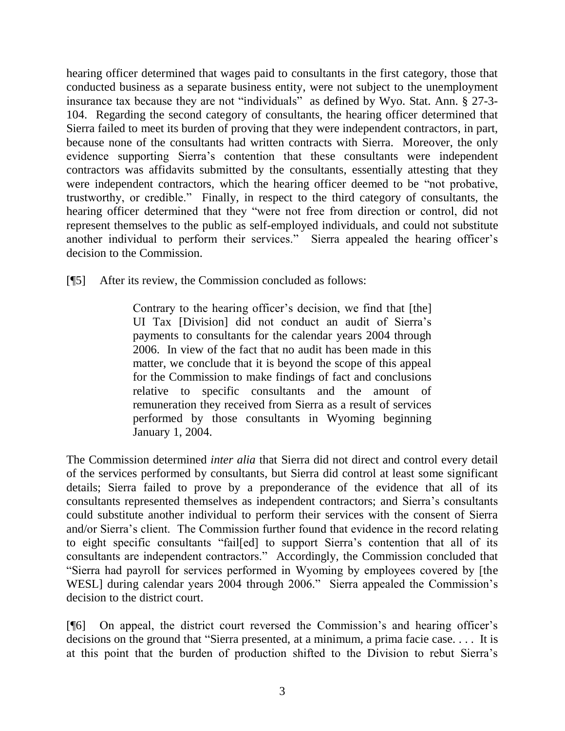hearing officer determined that wages paid to consultants in the first category, those that conducted business as a separate business entity, were not subject to the unemployment insurance tax because they are not "individuals" as defined by Wyo. Stat. Ann. § 27-3-104. Regarding the second category of consultants, the hearing officer determined that Sierra failed to meet its burden of proving that they were independent contractors, in part, because none of the consultants had written contracts with Sierra. Moreover, the only evidence supporting Sierra's contention that these consultants were independent contractors was affidavits submitted by the consultants, essentially attesting that they were independent contractors, which the hearing officer deemed to be "not probative, trustworthy, or credible." Finally, in respect to the third category of consultants, the hearing officer determined that they "were not free from direction or control, did not represent themselves to the public as self-employed individuals, and could not substitute another individual to perform their services." Sierra appealed the hearing officer's decision to the Commission.

[¶5] After its review, the Commission concluded as follows:

> Contrary to the hearing officer's decision, we find that [the] UI Tax [Division] did not conduct an audit of Sierra's payments to consultants for the calendar years 2004 through 2006. In view of the fact that no audit has been made in this matter, we conclude that it is beyond the scope of this appeal for the Commission to make findings of fact and conclusions relative to specific consultants and the amount of remuneration they received from Sierra as a result of services performed by those consultants in Wyoming beginning January 1, 2004.

The Commission determined *inter alia* that Sierra did not direct and control every detail of the services performed by consultants, but Sierra did control at least some significant details; Sierra failed to prove by a preponderance of the evidence that all of its consultants represented themselves as independent contractors; and Sierra's consultants could substitute another individual to perform their services with the consent of Sierra and/or Sierra's client. The Commission further found that evidence in the record relating to eight specific consultants "fail[ed] to support Sierra's contention that all of its consultants are independent contractors." Accordingly, the Commission concluded that "Sierra had payroll for services performed in Wyoming by employees covered by [the WESL] during calendar years 2004 through 2006." Sierra appealed the Commission's decision to the district court.

[¶6] On appeal, the district court reversed the Commission's and hearing officer's decisions on the ground that "Sierra presented, at a minimum, a prima facie case. . . . It is at this point that the burden of production shifted to the Division to rebut Sierra's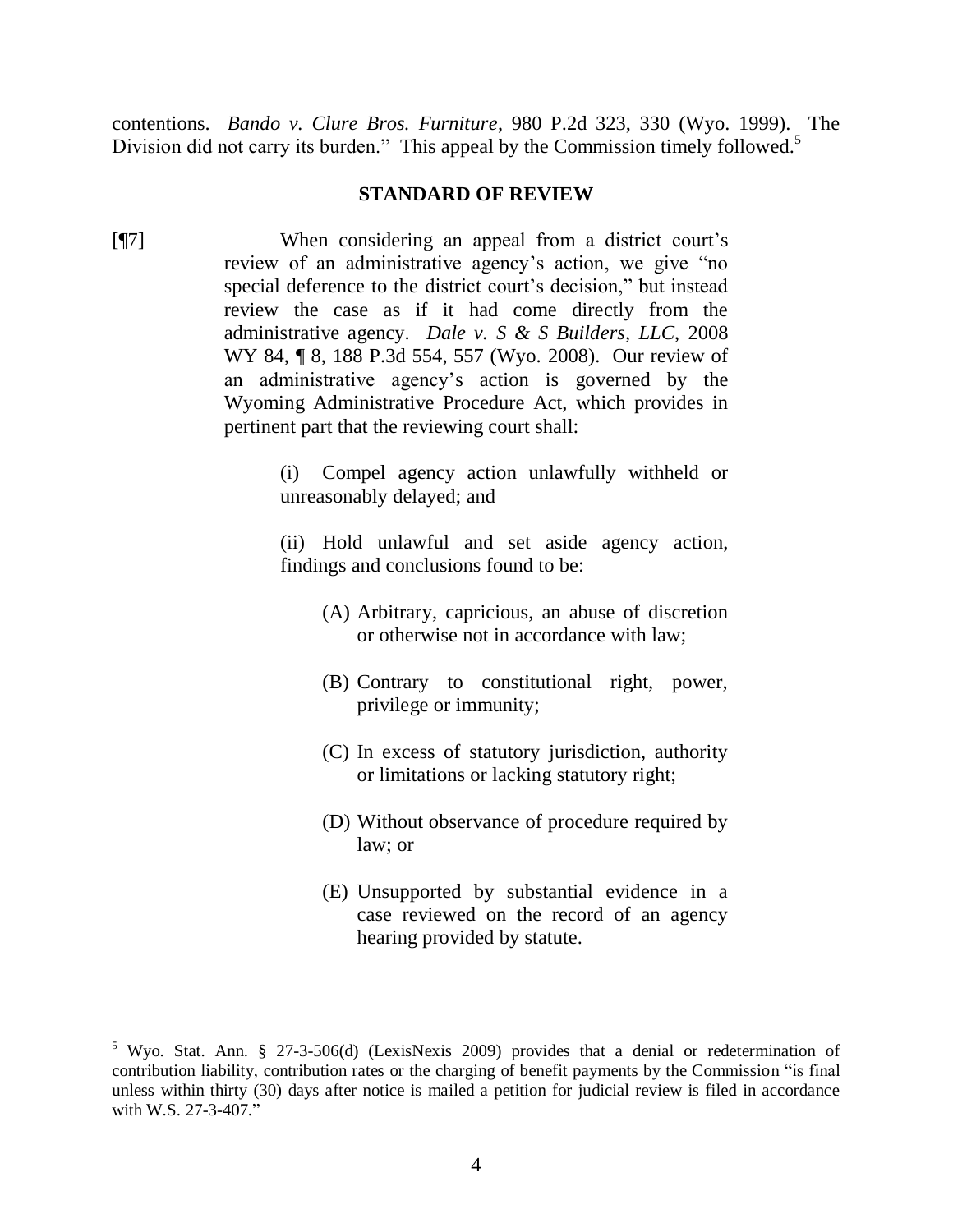contentions. *Bando v. Clure Bros. Furniture*, 980 P.2d 323, 330 (Wyo. 1999). The Division did not carry its burden." This appeal by the Commission timely followed.[5]

## STANDARD OF REVIEW

[¶7] When considering an appeal from a district court's review of an administrative agency's action, we give "no special deference to the district court's decision," but instead review the case as if it had come directly from the administrative agency. *Dale v. S & S Builders, LLC*, 2008 WY 84, ¶ 8, 188 P.3d 554, 557 (Wyo. 2008). Our review of an administrative agency's action is governed by the Wyoming Administrative Procedure Act, which provides in pertinent part that the reviewing court shall:

> (i) Compel agency action unlawfully withheld or unreasonably delayed; and
>
> (ii) Hold unlawful and set aside agency action, findings and conclusions found to be:
>
> (A) Arbitrary, capricious, an abuse of discretion or otherwise not in accordance with law;
>
> (B) Contrary to constitutional right, power, privilege or immunity;
>
> (C) In excess of statutory jurisdiction, authority or limitations or lacking statutory right;
>
> (D) Without observance of procedure required by law; or
>
> (E) Unsupported by substantial evidence in a case reviewed on the record of an agency hearing provided by statute.

---

[5] Wyo. Stat. Ann. § 27-3-506(d) (LexisNexis 2009) provides that a denial or redetermination of contribution liability, contribution rates or the charging of benefit payments by the Commission "is final unless within thirty (30) days after notice is mailed a petition for judicial review is filed in accordance with W.S. 27-3-407."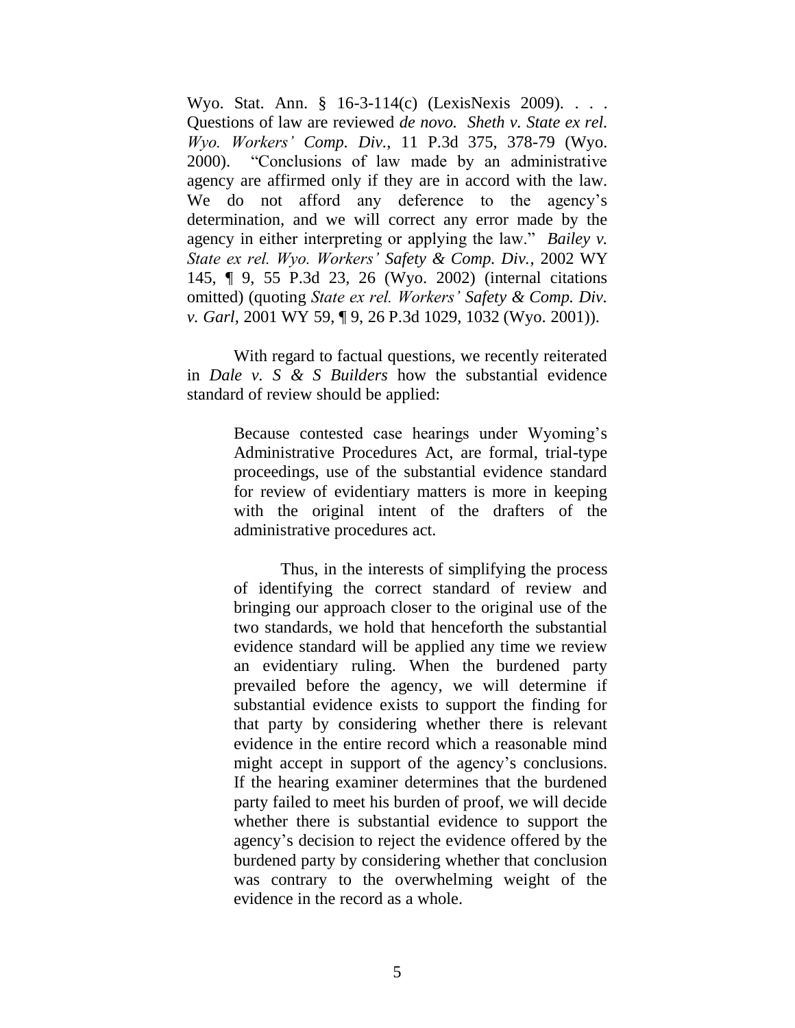Wyo. Stat. Ann. § 16-3-114(c) (LexisNexis 2009). . . . Questions of law are reviewed *de novo. Sheth v. State ex rel. Wyo. Workers' Comp. Div.*, 11 P.3d 375, 378-79 (Wyo. 2000). "Conclusions of law made by an administrative agency are affirmed only if they are in accord with the law. We do not afford any deference to the agency's determination, and we will correct any error made by the agency in either interpreting or applying the law." *Bailey v. State ex rel. Wyo. Workers' Safety & Comp. Div.*, 2002 WY 145, ¶ 9, 55 P.3d 23, 26 (Wyo. 2002) (internal citations omitted) (quoting *State ex rel. Workers' Safety & Comp. Div. v. Garl*, 2001 WY 59, ¶ 9, 26 P.3d 1029, 1032 (Wyo. 2001)).

With regard to factual questions, we recently reiterated in *Dale v. S & S Builders* how the substantial evidence standard of review should be applied:

> Because contested case hearings under Wyoming's Administrative Procedures Act, are formal, trial-type proceedings, use of the substantial evidence standard for review of evidentiary matters is more in keeping with the original intent of the drafters of the administrative procedures act.
>
> Thus, in the interests of simplifying the process of identifying the correct standard of review and bringing our approach closer to the original use of the two standards, we hold that henceforth the substantial evidence standard will be applied any time we review an evidentiary ruling. When the burdened party prevailed before the agency, we will determine if substantial evidence exists to support the finding for that party by considering whether there is relevant evidence in the entire record which a reasonable mind might accept in support of the agency's conclusions. If the hearing examiner determines that the burdened party failed to meet his burden of proof, we will decide whether there is substantial evidence to support the agency's decision to reject the evidence offered by the burdened party by considering whether that conclusion was contrary to the overwhelming weight of the evidence in the record as a whole.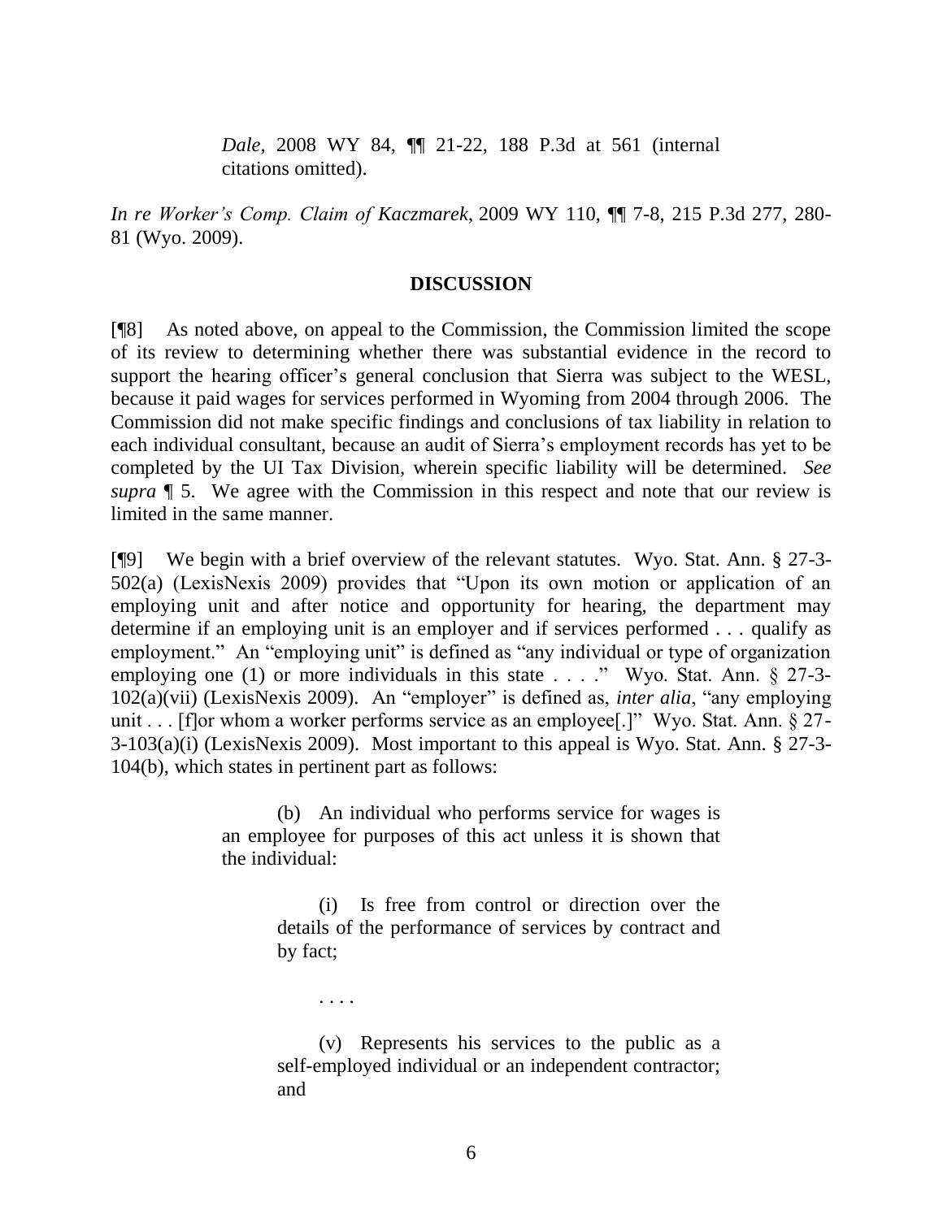> *Dale*, 2008 WY 84, ¶¶ 21-22, 188 P.3d at 561 (internal citations omitted).

*In re Worker's Comp. Claim of Kaczmarek*, 2009 WY 110, ¶¶ 7-8, 215 P.3d 277, 280-81 (Wyo. 2009).

## DISCUSSION

[¶8] As noted above, on appeal to the Commission, the Commission limited the scope of its review to determining whether there was substantial evidence in the record to support the hearing officer's general conclusion that Sierra was subject to the WESL, because it paid wages for services performed in Wyoming from 2004 through 2006. The Commission did not make specific findings and conclusions of tax liability in relation to each individual consultant, because an audit of Sierra's employment records has yet to be completed by the UI Tax Division, wherein specific liability will be determined. *See supra* ¶ 5. We agree with the Commission in this respect and note that our review is limited in the same manner.

[¶9] We begin with a brief overview of the relevant statutes. Wyo. Stat. Ann. § 27-3-502(a) (LexisNexis 2009) provides that "Upon its own motion or application of an employing unit and after notice and opportunity for hearing, the department may determine if an employing unit is an employer and if services performed . . . qualify as employment." An "employing unit" is defined as "any individual or type of organization employing one (1) or more individuals in this state . . . ." Wyo. Stat. Ann. § 27-3-102(a)(vii) (LexisNexis 2009). An "employer" is defined as, *inter alia*, "any employing unit . . . [f]or whom a worker performs service as an employee[.]" Wyo. Stat. Ann. § 27-3-103(a)(i) (LexisNexis 2009). Most important to this appeal is Wyo. Stat. Ann. § 27-3-104(b), which states in pertinent part as follows:

> (b) An individual who performs service for wages is an employee for purposes of this act unless it is shown that the individual:
>
> > (i) Is free from control or direction over the details of the performance of services by contract and by fact;
> >
> > . . . .
> >
> > (v) Represents his services to the public as a self-employed individual or an independent contractor; and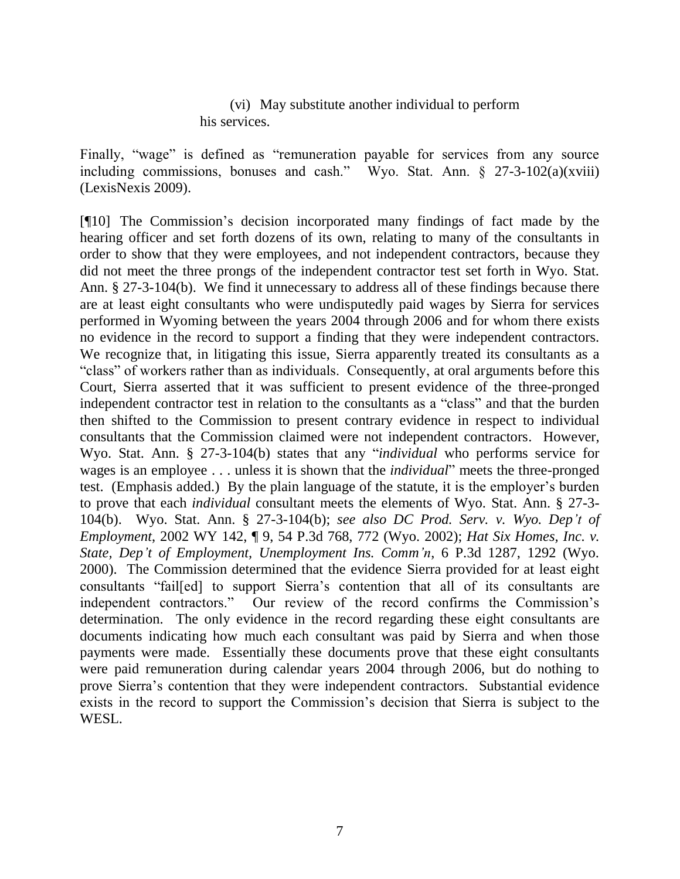(vi) May substitute another individual to perform his services.

Finally, "wage" is defined as "remuneration payable for services from any source including commissions, bonuses and cash." Wyo. Stat. Ann. § 27-3-102(a)(xviii) (LexisNexis 2009).

[¶10] The Commission's decision incorporated many findings of fact made by the hearing officer and set forth dozens of its own, relating to many of the consultants in order to show that they were employees, and not independent contractors, because they did not meet the three prongs of the independent contractor test set forth in Wyo. Stat. Ann. § 27-3-104(b). We find it unnecessary to address all of these findings because there are at least eight consultants who were undisputedly paid wages by Sierra for services performed in Wyoming between the years 2004 through 2006 and for whom there exists no evidence in the record to support a finding that they were independent contractors. We recognize that, in litigating this issue, Sierra apparently treated its consultants as a "class" of workers rather than as individuals. Consequently, at oral arguments before this Court, Sierra asserted that it was sufficient to present evidence of the three-pronged independent contractor test in relation to the consultants as a "class" and that the burden then shifted to the Commission to present contrary evidence in respect to individual consultants that the Commission claimed were not independent contractors. However, Wyo. Stat. Ann. § 27-3-104(b) states that any "*individual* who performs service for wages is an employee . . . unless it is shown that the *individual*" meets the three-pronged test. (Emphasis added.) By the plain language of the statute, it is the employer's burden to prove that each *individual* consultant meets the elements of Wyo. Stat. Ann. § 27-3-104(b). Wyo. Stat. Ann. § 27-3-104(b); *see also DC Prod. Serv. v. Wyo. Dep't of Employment*, 2002 WY 142, ¶ 9, 54 P.3d 768, 772 (Wyo. 2002); *Hat Six Homes, Inc. v. State, Dep't of Employment, Unemployment Ins. Comm'n*, 6 P.3d 1287, 1292 (Wyo. 2000). The Commission determined that the evidence Sierra provided for at least eight consultants "fail[ed] to support Sierra's contention that all of its consultants are independent contractors." Our review of the record confirms the Commission's determination. The only evidence in the record regarding these eight consultants are documents indicating how much each consultant was paid by Sierra and when those payments were made. Essentially these documents prove that these eight consultants were paid remuneration during calendar years 2004 through 2006, but do nothing to prove Sierra's contention that they were independent contractors. Substantial evidence exists in the record to support the Commission's decision that Sierra is subject to the WESL.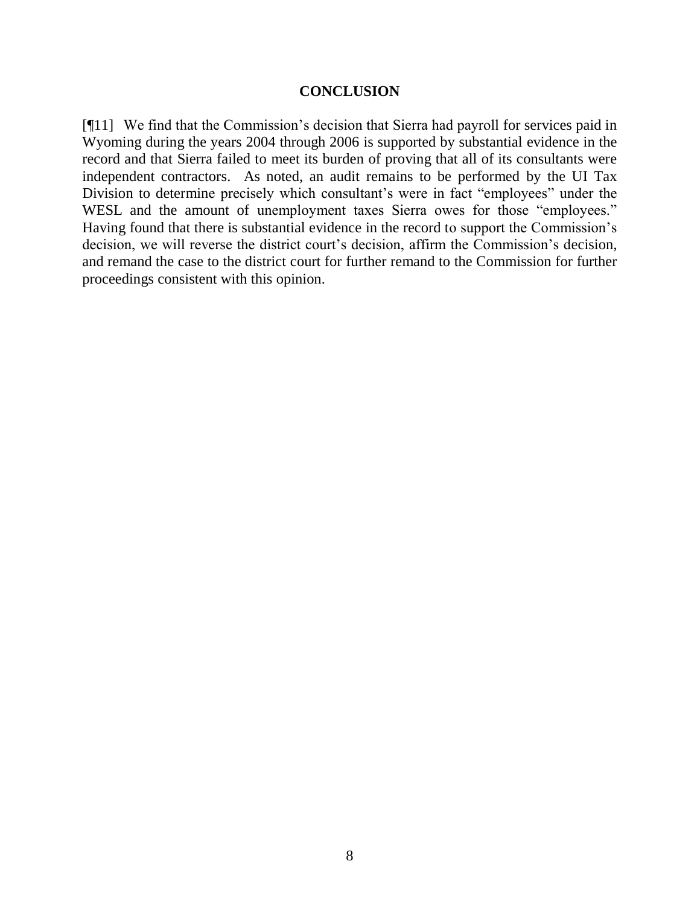## CONCLUSION

[¶11] We find that the Commission's decision that Sierra had payroll for services paid in Wyoming during the years 2004 through 2006 is supported by substantial evidence in the record and that Sierra failed to meet its burden of proving that all of its consultants were independent contractors. As noted, an audit remains to be performed by the UI Tax Division to determine precisely which consultant's were in fact "employees" under the WESL and the amount of unemployment taxes Sierra owes for those "employees." Having found that there is substantial evidence in the record to support the Commission's decision, we will reverse the district court's decision, affirm the Commission's decision, and remand the case to the district court for further remand to the Commission for further proceedings consistent with this opinion.